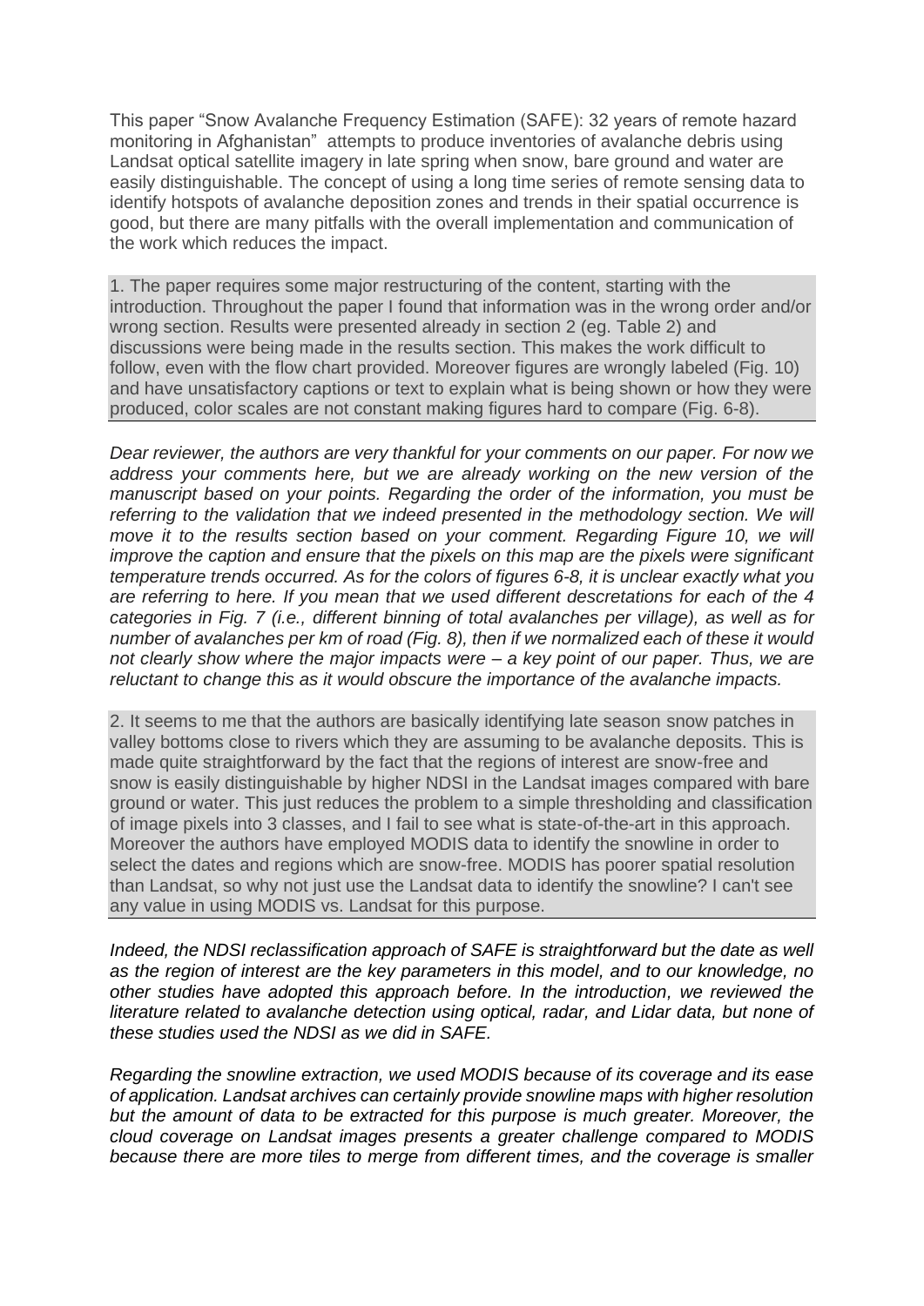This paper "Snow Avalanche Frequency Estimation (SAFE): 32 years of remote hazard monitoring in Afghanistan" attempts to produce inventories of avalanche debris using Landsat optical satellite imagery in late spring when snow, bare ground and water are easily distinguishable. The concept of using a long time series of remote sensing data to identify hotspots of avalanche deposition zones and trends in their spatial occurrence is good, but there are many pitfalls with the overall implementation and communication of the work which reduces the impact.

1. The paper requires some major restructuring of the content, starting with the introduction. Throughout the paper I found that information was in the wrong order and/or wrong section. Results were presented already in section 2 (eg. Table 2) and discussions were being made in the results section. This makes the work difficult to follow, even with the flow chart provided. Moreover figures are wrongly labeled (Fig. 10) and have unsatisfactory captions or text to explain what is being shown or how they were produced, color scales are not constant making figures hard to compare (Fig. 6-8).

*Dear reviewer, the authors are very thankful for your comments on our paper. For now we address your comments here, but we are already working on the new version of the manuscript based on your points. Regarding the order of the information, you must be referring to the validation that we indeed presented in the methodology section. We will move it to the results section based on your comment. Regarding Figure 10, we will improve the caption and ensure that the pixels on this map are the pixels were significant temperature trends occurred. As for the colors of figures 6-8, it is unclear exactly what you are referring to here. If you mean that we used different descretations for each of the 4 categories in Fig. 7 (i.e., different binning of total avalanches per village), as well as for number of avalanches per km of road (Fig. 8), then if we normalized each of these it would not clearly show where the major impacts were – a key point of our paper. Thus, we are reluctant to change this as it would obscure the importance of the avalanche impacts.*

2. It seems to me that the authors are basically identifying late season snow patches in valley bottoms close to rivers which they are assuming to be avalanche deposits. This is made quite straightforward by the fact that the regions of interest are snow-free and snow is easily distinguishable by higher NDSI in the Landsat images compared with bare ground or water. This just reduces the problem to a simple thresholding and classification of image pixels into 3 classes, and I fail to see what is state-of-the-art in this approach. Moreover the authors have employed MODIS data to identify the snowline in order to select the dates and regions which are snow-free. MODIS has poorer spatial resolution than Landsat, so why not just use the Landsat data to identify the snowline? I can't see any value in using MODIS vs. Landsat for this purpose.

*Indeed, the NDSI reclassification approach of SAFE is straightforward but the date as well as the region of interest are the key parameters in this model, and to our knowledge, no other studies have adopted this approach before. In the introduction, we reviewed the literature related to avalanche detection using optical, radar, and Lidar data, but none of these studies used the NDSI as we did in SAFE.*

*Regarding the snowline extraction, we used MODIS because of its coverage and its ease of application. Landsat archives can certainly provide snowline maps with higher resolution but the amount of data to be extracted for this purpose is much greater. Moreover, the cloud coverage on Landsat images presents a greater challenge compared to MODIS because there are more tiles to merge from different times, and the coverage is smaller*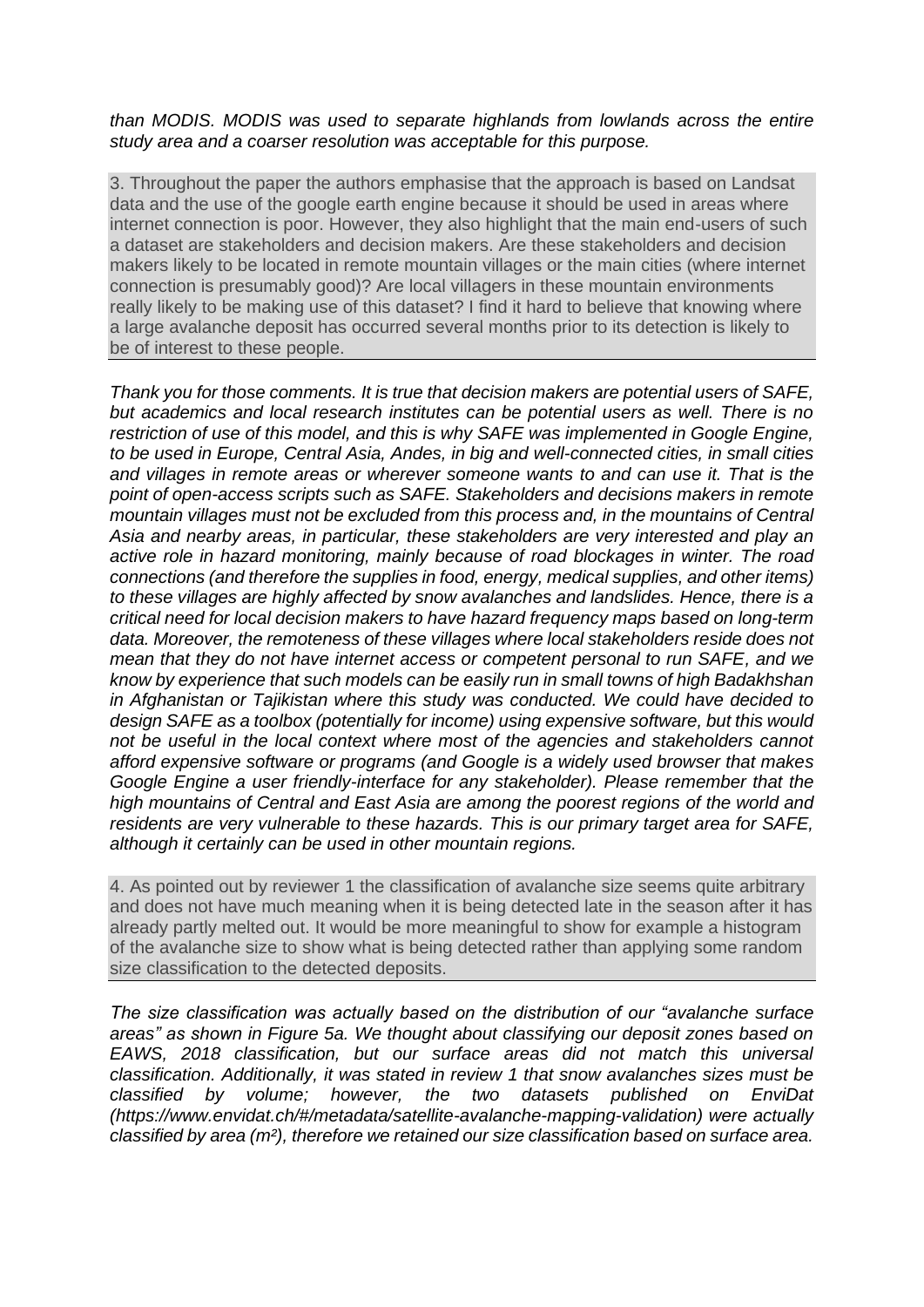*than MODIS. MODIS was used to separate highlands from lowlands across the entire study area and a coarser resolution was acceptable for this purpose.*

3. Throughout the paper the authors emphasise that the approach is based on Landsat data and the use of the google earth engine because it should be used in areas where internet connection is poor. However, they also highlight that the main end-users of such a dataset are stakeholders and decision makers. Are these stakeholders and decision makers likely to be located in remote mountain villages or the main cities (where internet connection is presumably good)? Are local villagers in these mountain environments really likely to be making use of this dataset? I find it hard to believe that knowing where a large avalanche deposit has occurred several months prior to its detection is likely to be of interest to these people.

*Thank you for those comments. It is true that decision makers are potential users of SAFE, but academics and local research institutes can be potential users as well. There is no restriction of use of this model, and this is why SAFE was implemented in Google Engine, to be used in Europe, Central Asia, Andes, in big and well-connected cities, in small cities and villages in remote areas or wherever someone wants to and can use it. That is the point of open-access scripts such as SAFE. Stakeholders and decisions makers in remote mountain villages must not be excluded from this process and, in the mountains of Central Asia and nearby areas, in particular, these stakeholders are very interested and play an active role in hazard monitoring, mainly because of road blockages in winter. The road connections (and therefore the supplies in food, energy, medical supplies, and other items) to these villages are highly affected by snow avalanches and landslides. Hence, there is a critical need for local decision makers to have hazard frequency maps based on long-term data. Moreover, the remoteness of these villages where local stakeholders reside does not mean that they do not have internet access or competent personal to run SAFE, and we know by experience that such models can be easily run in small towns of high Badakhshan in Afghanistan or Tajikistan where this study was conducted. We could have decided to design SAFE as a toolbox (potentially for income) using expensive software, but this would not be useful in the local context where most of the agencies and stakeholders cannot afford expensive software or programs (and Google is a widely used browser that makes Google Engine a user friendly-interface for any stakeholder). Please remember that the high mountains of Central and East Asia are among the poorest regions of the world and residents are very vulnerable to these hazards. This is our primary target area for SAFE, although it certainly can be used in other mountain regions.*

4. As pointed out by reviewer 1 the classification of avalanche size seems quite arbitrary and does not have much meaning when it is being detected late in the season after it has already partly melted out. It would be more meaningful to show for example a histogram of the avalanche size to show what is being detected rather than applying some random size classification to the detected deposits.

*The size classification was actually based on the distribution of our "avalanche surface areas" as shown in Figure 5a. We thought about classifying our deposit zones based on EAWS, 2018 classification, but our surface areas did not match this universal classification. Additionally, it was stated in review 1 that snow avalanches sizes must be classified by volume; however, the two datasets published on EnviDat (https://www.envidat.ch/#/metadata/satellite-avalanche-mapping-validation) were actually classified by area (m²), therefore we retained our size classification based on surface area.*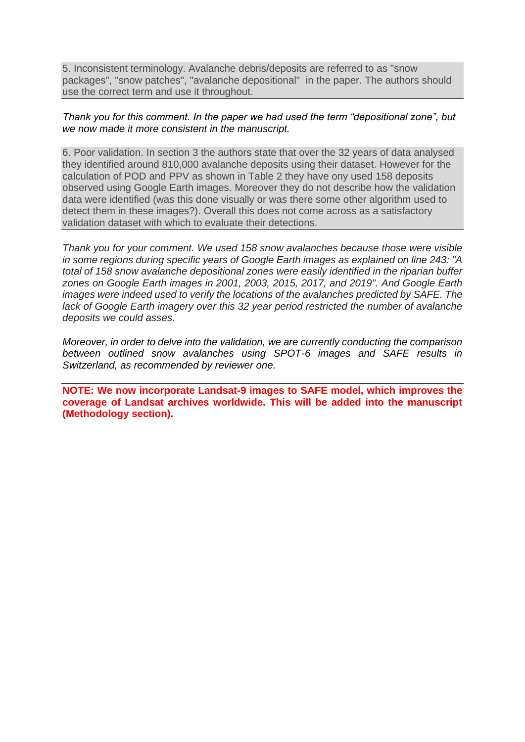5. Inconsistent terminology. Avalanche debris/deposits are referred to as "snow packages", "snow patches", "avalanche depositional" in the paper. The authors should use the correct term and use it throughout.

*Thank you for this comment. In the paper we had used the term “depositional zone”, but we now made it more consistent in the manuscript.*

6. Poor validation. In section 3 the authors state that over the 32 years of data analysed they identified around 810,000 avalanche deposits using their dataset. However for the calculation of POD and PPV as shown in Table 2 they have ony used 158 deposits observed using Google Earth images. Moreover they do not describe how the validation data were identified (was this done visually or was there some other algorithm used to detect them in these images?). Overall this does not come across as a satisfactory validation dataset with which to evaluate their detections.

*Thank you for your comment. We used 158 snow avalanches because those were visible in some regions during specific years of Google Earth images as explained on line 243: "A total of 158 snow avalanche depositional zones were easily identified in the riparian buffer zones on Google Earth images in 2001, 2003, 2015, 2017, and 2019". And Google Earth images were indeed used to verify the locations of the avalanches predicted by SAFE. The lack of Google Earth imagery over this 32 year period restricted the number of avalanche deposits we could asses.*

*Moreover, in order to delve into the validation, we are currently conducting the comparison between outlined snow avalanches using SPOT-6 images and SAFE results in Switzerland, as recommended by reviewer one.*

**NOTE: We now incorporate Landsat-9 images to SAFE model, which improves the coverage of Landsat archives worldwide. This will be added into the manuscript (Methodology section).**